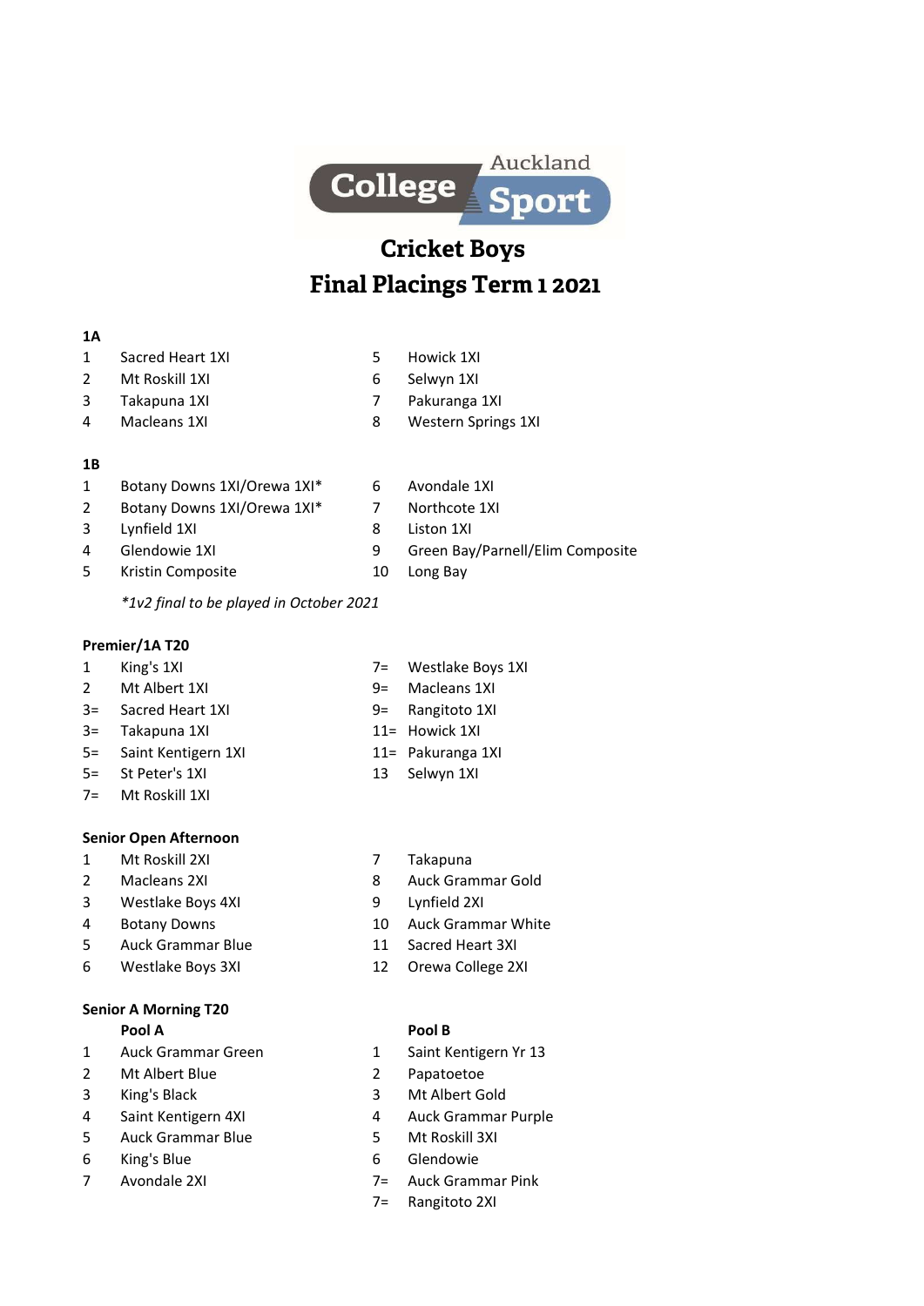Auckland College Sport

# Cricket Boys

# Final Placings Term 1 2021

### 1A

1 Sacred Heart 1XI
2 Mt Roskill 1XI
3 Takapuna 1XI
4 Macleans 1XI
5 Howick 1XI
6 Selwyn 1XI
7 Pakuranga 1XI
8 Western Springs 1XI

### 1B

1 Botany Downs 1XI/Orewa 1XI*
2 Botany Downs 1XI/Orewa 1XI*
3 Lynfield 1XI
4 Glendowie 1XI
5 Kristin Composite
6 Avondale 1XI
7 Northcote 1XI
8 Liston 1XI
9 Green Bay/Parnell/Elim Composite
10 Long Bay

*\*1v2 final to be played in October 2021*

### Premier/1A T20

1 King's 1XI
2 Mt Albert 1XI
3= Sacred Heart 1XI
3= Takapuna 1XI
5= Saint Kentigern 1XI
5= St Peter's 1XI
7= Mt Roskill 1XI
7= Westlake Boys 1XI
9= Macleans 1XI
9= Rangitoto 1XI
11= Howick 1XI
11= Pakuranga 1XI
13 Selwyn 1XI

### Senior Open Afternoon

1 Mt Roskill 2XI
2 Macleans 2XI
3 Westlake Boys 4XI
4 Botany Downs
5 Auck Grammar Blue
6 Westlake Boys 3XI
7 Takapuna
8 Auck Grammar Gold
9 Lynfield 2XI
10 Auck Grammar White
11 Sacred Heart 3XI
12 Orewa College 2XI

### Senior A Morning T20

**Pool A**

1 Auck Grammar Green
2 Mt Albert Blue
3 King's Black
4 Saint Kentigern 4XI
5 Auck Grammar Blue
6 King's Blue
7 Avondale 2XI

**Pool B**

1 Saint Kentigern Yr 13
2 Papatoetoe
3 Mt Albert Gold
4 Auck Grammar Purple
5 Mt Roskill 3XI
6 Glendowie
7= Auck Grammar Pink
7= Rangitoto 2XI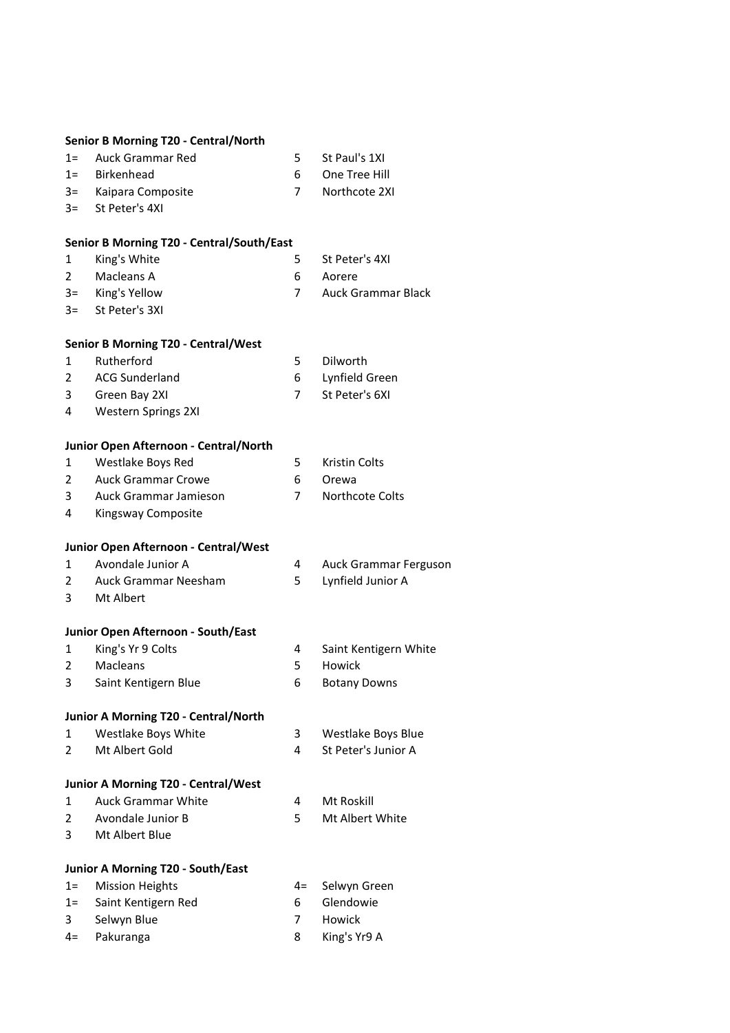**Senior B Morning T20 - Central/North**

| | | | |
|---|---|---|---|
| 1= | Auck Grammar Red | 5 | St Paul's 1XI |
| 1= | Birkenhead | 6 | One Tree Hill |
| 3= | Kaipara Composite | 7 | Northcote 2XI |
| 3= | St Peter's 4XI | | |

**Senior B Morning T20 - Central/South/East**

| | | | |
|---|---|---|---|
| 1 | King's White | 5 | St Peter's 4XI |
| 2 | Macleans A | 6 | Aorere |
| 3= | King's Yellow | 7 | Auck Grammar Black |
| 3= | St Peter's 3XI | | |

**Senior B Morning T20 - Central/West**

| | | | |
|---|---|---|---|
| 1 | Rutherford | 5 | Dilworth |
| 2 | ACG Sunderland | 6 | Lynfield Green |
| 3 | Green Bay 2XI | 7 | St Peter's 6XI |
| 4 | Western Springs 2XI | | |

**Junior Open Afternoon - Central/North**

| | | | |
|---|---|---|---|
| 1 | Westlake Boys Red | 5 | Kristin Colts |
| 2 | Auck Grammar Crowe | 6 | Orewa |
| 3 | Auck Grammar Jamieson | 7 | Northcote Colts |
| 4 | Kingsway Composite | | |

**Junior Open Afternoon - Central/West**

| | | | |
|---|---|---|---|
| 1 | Avondale Junior A | 4 | Auck Grammar Ferguson |
| 2 | Auck Grammar Neesham | 5 | Lynfield Junior A |
| 3 | Mt Albert | | |

**Junior Open Afternoon - South/East**

| | | | |
|---|---|---|---|
| 1 | King's Yr 9 Colts | 4 | Saint Kentigern White |
| 2 | Macleans | 5 | Howick |
| 3 | Saint Kentigern Blue | 6 | Botany Downs |

**Junior A Morning T20 - Central/North**

| | | | |
|---|---|---|---|
| 1 | Westlake Boys White | 3 | Westlake Boys Blue |
| 2 | Mt Albert Gold | 4 | St Peter's Junior A |

**Junior A Morning T20 - Central/West**

| | | | |
|---|---|---|---|
| 1 | Auck Grammar White | 4 | Mt Roskill |
| 2 | Avondale Junior B | 5 | Mt Albert White |
| 3 | Mt Albert Blue | | |

**Junior A Morning T20 - South/East**

| | | | |
|---|---|---|---|
| 1= | Mission Heights | 4= | Selwyn Green |
| 1= | Saint Kentigern Red | 6 | Glendowie |
| 3 | Selwyn Blue | 7 | Howick |
| 4= | Pakuranga | 8 | King's Yr9 A |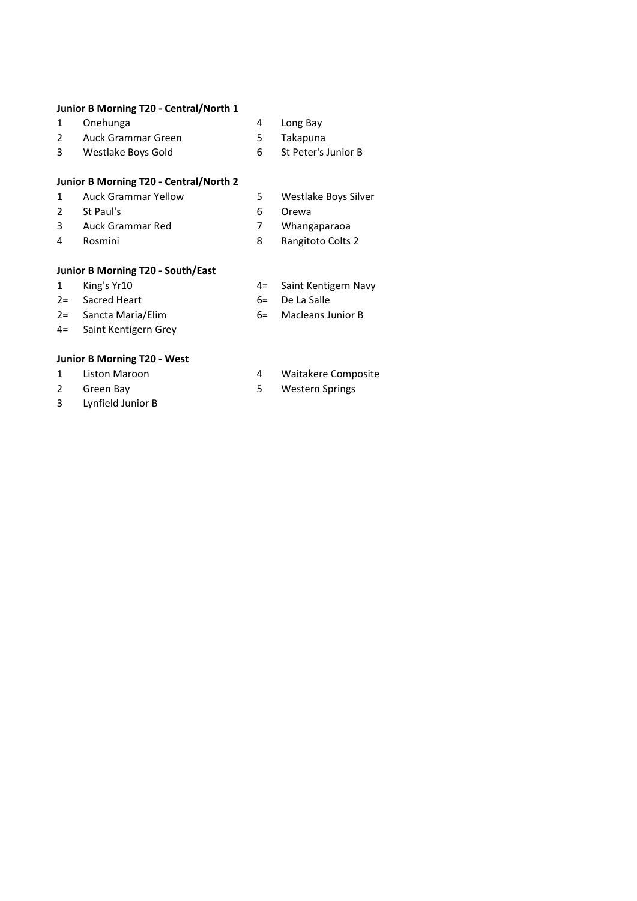**Junior B Morning T20 - Central/North 1**

1 Onehunga
2 Auck Grammar Green
3 Westlake Boys Gold
4 Long Bay
5 Takapuna
6 St Peter's Junior B

**Junior B Morning T20 - Central/North 2**

1 Auck Grammar Yellow
2 St Paul's
3 Auck Grammar Red
4 Rosmini
5 Westlake Boys Silver
6 Orewa
7 Whangaparaoa
8 Rangitoto Colts 2

**Junior B Morning T20 - South/East**

1 King's Yr10
2= Sacred Heart
2= Sancta Maria/Elim
4= Saint Kentigern Grey
4= Saint Kentigern Navy
6= De La Salle
6= Macleans Junior B

**Junior B Morning T20 - West**

1 Liston Maroon
2 Green Bay
3 Lynfield Junior B
4 Waitakere Composite
5 Western Springs